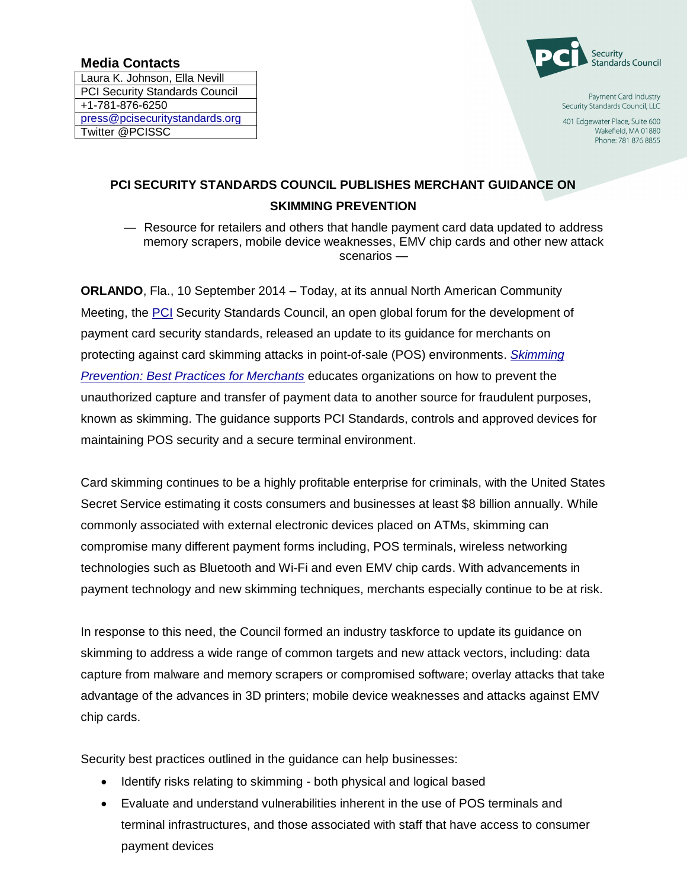**Media Contacts**

| Laura K. Johnson, Ella Nevill |
| --- |
| PCI Security Standards Council |
| +1-781-876-6250 |
| press@pcisecuritystandards.org |
| Twitter @PCISSC |

Payment Card Industry
Security Standards Council, LLC

401 Edgewater Place, Suite 600
Wakefield, MA 01880
Phone: 781 876 8855

**PCI SECURITY STANDARDS COUNCIL PUBLISHES MERCHANT GUIDANCE ON SKIMMING PREVENTION**

— Resource for retailers and others that handle payment card data updated to address memory scrapers, mobile device weaknesses, EMV chip cards and other new attack scenarios —

**ORLANDO**, Fla., 10 September 2014 – Today, at its annual North American Community Meeting, the PCI Security Standards Council, an open global forum for the development of payment card security standards, released an update to its guidance for merchants on protecting against card skimming attacks in point-of-sale (POS) environments. *Skimming Prevention: Best Practices for Merchants* educates organizations on how to prevent the unauthorized capture and transfer of payment data to another source for fraudulent purposes, known as skimming. The guidance supports PCI Standards, controls and approved devices for maintaining POS security and a secure terminal environment.

Card skimming continues to be a highly profitable enterprise for criminals, with the United States Secret Service estimating it costs consumers and businesses at least $8 billion annually. While commonly associated with external electronic devices placed on ATMs, skimming can compromise many different payment forms including, POS terminals, wireless networking technologies such as Bluetooth and Wi-Fi and even EMV chip cards. With advancements in payment technology and new skimming techniques, merchants especially continue to be at risk.

In response to this need, the Council formed an industry taskforce to update its guidance on skimming to address a wide range of common targets and new attack vectors, including: data capture from malware and memory scrapers or compromised software; overlay attacks that take advantage of the advances in 3D printers; mobile device weaknesses and attacks against EMV chip cards.

Security best practices outlined in the guidance can help businesses:

- Identify risks relating to skimming - both physical and logical based
- Evaluate and understand vulnerabilities inherent in the use of POS terminals and terminal infrastructures, and those associated with staff that have access to consumer payment devices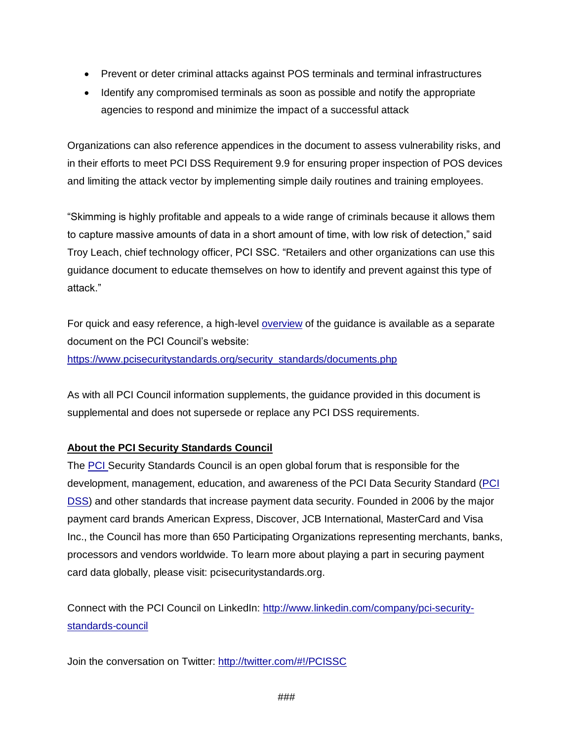- Prevent or deter criminal attacks against POS terminals and terminal infrastructures
- Identify any compromised terminals as soon as possible and notify the appropriate agencies to respond and minimize the impact of a successful attack

Organizations can also reference appendices in the document to assess vulnerability risks, and in their efforts to meet PCI DSS Requirement 9.9 for ensuring proper inspection of POS devices and limiting the attack vector by implementing simple daily routines and training employees.

"Skimming is highly profitable and appeals to a wide range of criminals because it allows them to capture massive amounts of data in a short amount of time, with low risk of detection," said Troy Leach, chief technology officer, PCI SSC. "Retailers and other organizations can use this guidance document to educate themselves on how to identify and prevent against this type of attack."

For quick and easy reference, a high-level [overview](https://www.pcisecuritystandards.org/security_standards/documents.php) of the guidance is available as a separate document on the PCI Council's website: https://www.pcisecuritystandards.org/security_standards/documents.php

As with all PCI Council information supplements, the guidance provided in this document is supplemental and does not supersede or replace any PCI DSS requirements.

**About the PCI Security Standards Council**

The PCI Security Standards Council is an open global forum that is responsible for the development, management, education, and awareness of the PCI Data Security Standard (PCI DSS) and other standards that increase payment data security. Founded in 2006 by the major payment card brands American Express, Discover, JCB International, MasterCard and Visa Inc., the Council has more than 650 Participating Organizations representing merchants, banks, processors and vendors worldwide. To learn more about playing a part in securing payment card data globally, please visit: pcisecuritystandards.org.

Connect with the PCI Council on LinkedIn: http://www.linkedin.com/company/pci-security-standards-council

Join the conversation on Twitter: http://twitter.com/#!/PCISSC

###